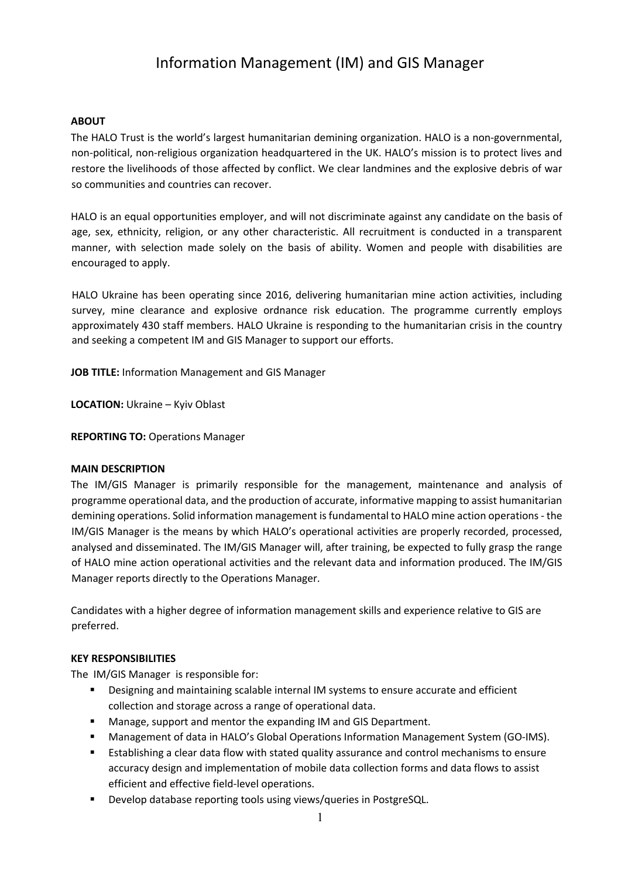# Information Management (IM) and GIS Manager

**ABOUT**

The HALO Trust is the world's largest humanitarian demining organization. HALO is a non-governmental, non-political, non-religious organization headquartered in the UK. HALO's mission is to protect lives and restore the livelihoods of those affected by conflict. We clear landmines and the explosive debris of war so communities and countries can recover.

HALO is an equal opportunities employer, and will not discriminate against any candidate on the basis of age, sex, ethnicity, religion, or any other characteristic. All recruitment is conducted in a transparent manner, with selection made solely on the basis of ability. Women and people with disabilities are encouraged to apply.

HALO Ukraine has been operating since 2016, delivering humanitarian mine action activities, including survey, mine clearance and explosive ordnance risk education. The programme currently employs approximately 430 staff members. HALO Ukraine is responding to the humanitarian crisis in the country and seeking a competent IM and GIS Manager to support our efforts.

**JOB TITLE:** Information Management and GIS Manager

**LOCATION:** Ukraine – Kyiv Oblast

**REPORTING TO:** Operations Manager

**MAIN DESCRIPTION**

The IM/GIS Manager is primarily responsible for the management, maintenance and analysis of programme operational data, and the production of accurate, informative mapping to assist humanitarian demining operations. Solid information management is fundamental to HALO mine action operations - the IM/GIS Manager is the means by which HALO's operational activities are properly recorded, processed, analysed and disseminated. The IM/GIS Manager will, after training, be expected to fully grasp the range of HALO mine action operational activities and the relevant data and information produced. The IM/GIS Manager reports directly to the Operations Manager.

Candidates with a higher degree of information management skills and experience relative to GIS are preferred.

**KEY RESPONSIBILITIES**

The IM/GIS Manager is responsible for:

- Designing and maintaining scalable internal IM systems to ensure accurate and efficient collection and storage across a range of operational data.
- Manage, support and mentor the expanding IM and GIS Department.
- Management of data in HALO's Global Operations Information Management System (GO-IMS).
- Establishing a clear data flow with stated quality assurance and control mechanisms to ensure accuracy design and implementation of mobile data collection forms and data flows to assist efficient and effective field-level operations.
- Develop database reporting tools using views/queries in PostgreSQL.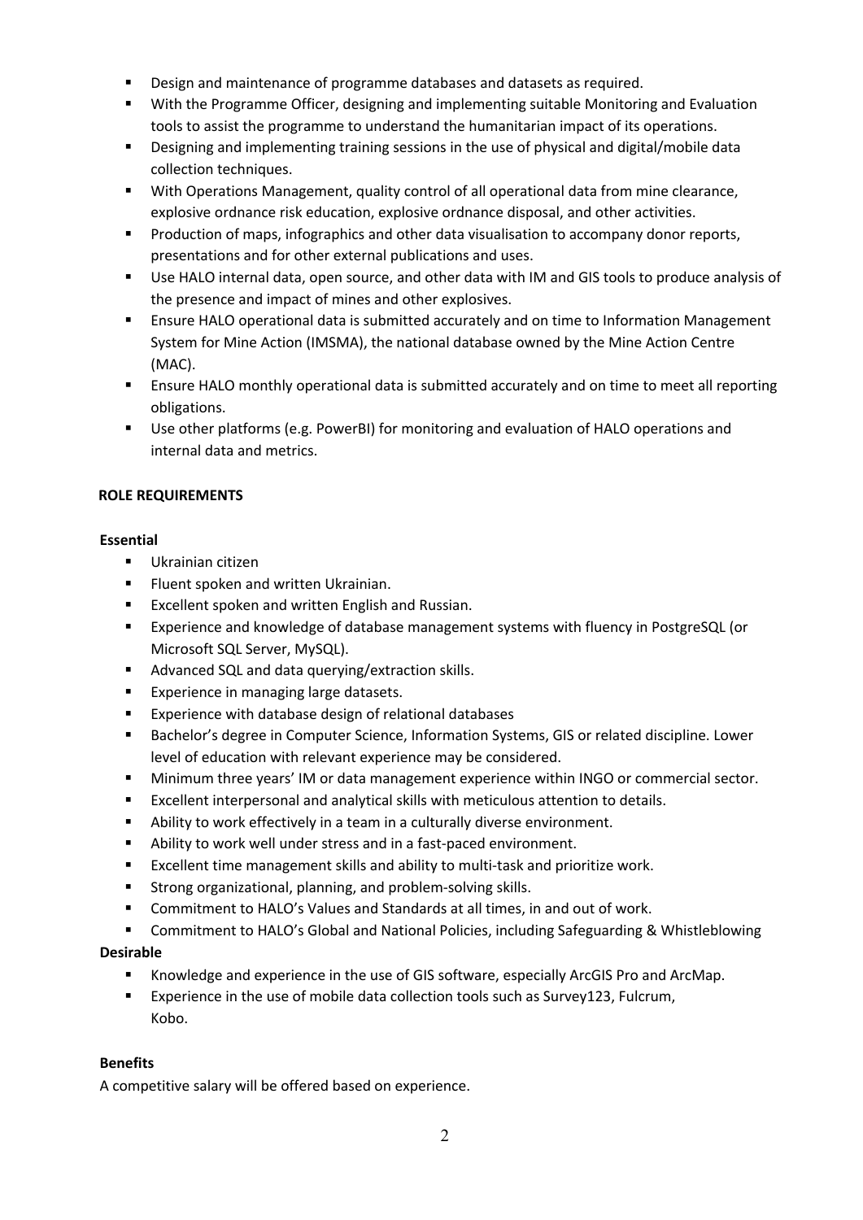- Design and maintenance of programme databases and datasets as required.
- With the Programme Officer, designing and implementing suitable Monitoring and Evaluation tools to assist the programme to understand the humanitarian impact of its operations.
- Designing and implementing training sessions in the use of physical and digital/mobile data collection techniques.
- With Operations Management, quality control of all operational data from mine clearance, explosive ordnance risk education, explosive ordnance disposal, and other activities.
- Production of maps, infographics and other data visualisation to accompany donor reports, presentations and for other external publications and uses.
- Use HALO internal data, open source, and other data with IM and GIS tools to produce analysis of the presence and impact of mines and other explosives.
- Ensure HALO operational data is submitted accurately and on time to Information Management System for Mine Action (IMSMA), the national database owned by the Mine Action Centre (MAC).
- Ensure HALO monthly operational data is submitted accurately and on time to meet all reporting obligations.
- Use other platforms (e.g. PowerBI) for monitoring and evaluation of HALO operations and internal data and metrics.

**ROLE REQUIREMENTS**

**Essential**

- Ukrainian citizen
- Fluent spoken and written Ukrainian.
- Excellent spoken and written English and Russian.
- Experience and knowledge of database management systems with fluency in PostgreSQL (or Microsoft SQL Server, MySQL).
- Advanced SQL and data querying/extraction skills.
- Experience in managing large datasets.
- Experience with database design of relational databases
- Bachelor's degree in Computer Science, Information Systems, GIS or related discipline. Lower level of education with relevant experience may be considered.
- Minimum three years' IM or data management experience within INGO or commercial sector.
- Excellent interpersonal and analytical skills with meticulous attention to details.
- Ability to work effectively in a team in a culturally diverse environment.
- Ability to work well under stress and in a fast-paced environment.
- Excellent time management skills and ability to multi-task and prioritize work.
- Strong organizational, planning, and problem-solving skills.
- Commitment to HALO's Values and Standards at all times, in and out of work.
- Commitment to HALO's Global and National Policies, including Safeguarding & Whistleblowing

**Desirable**

- Knowledge and experience in the use of GIS software, especially ArcGIS Pro and ArcMap.
- Experience in the use of mobile data collection tools such as Survey123, Fulcrum, Kobo.

**Benefits**

A competitive salary will be offered based on experience.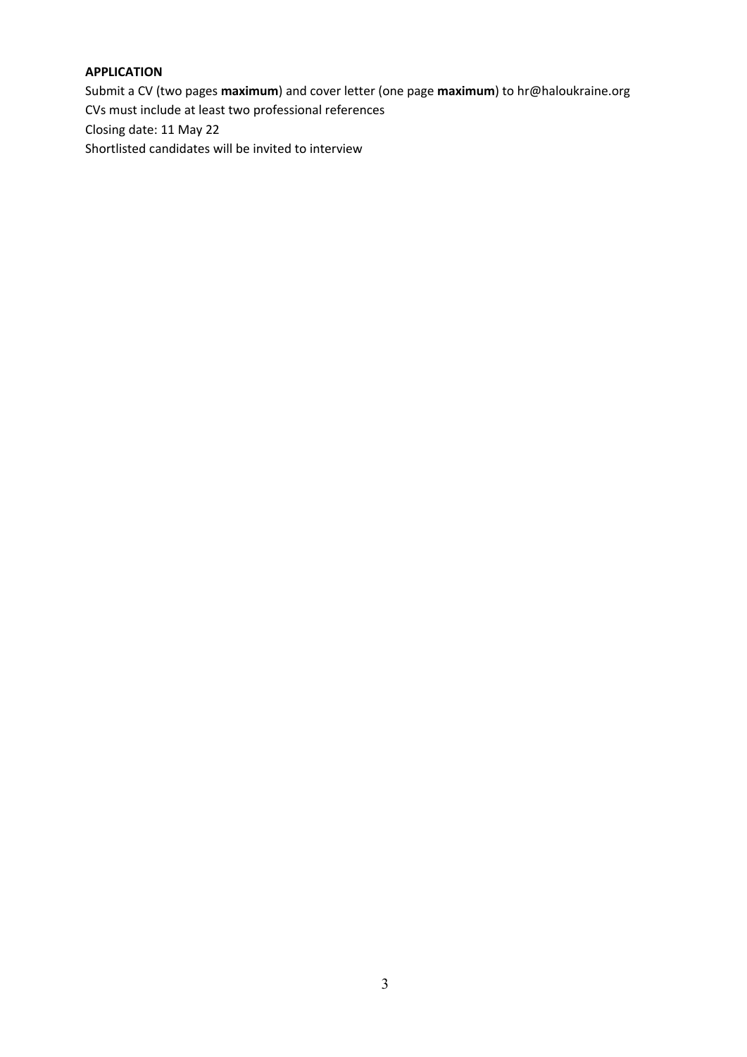**APPLICATION**

Submit a CV (two pages **maximum**) and cover letter (one page **maximum**) to hr@haloukraine.org

CVs must include at least two professional references

Closing date: 11 May 22

Shortlisted candidates will be invited to interview